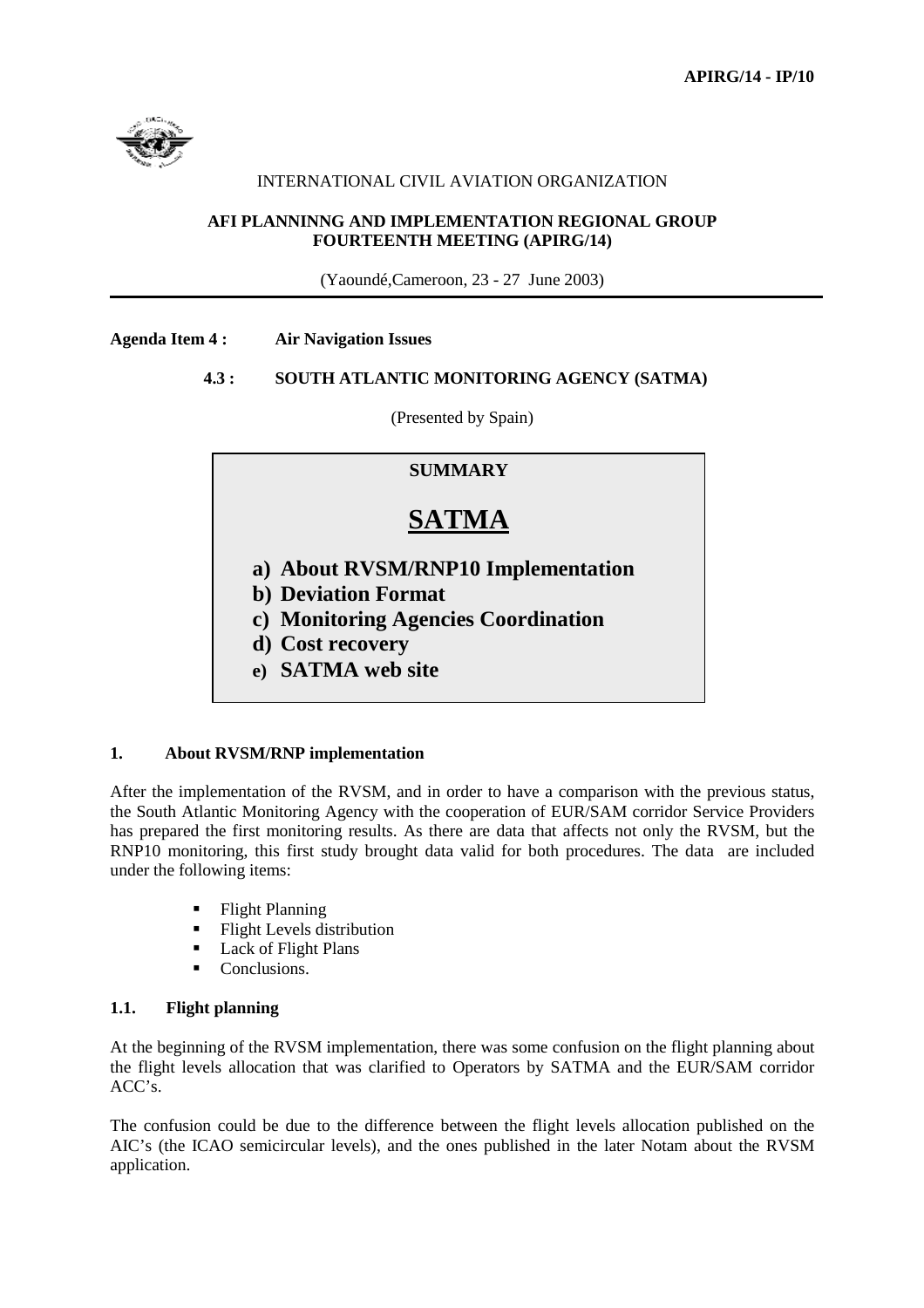APIRG/14 - IP/10

INTERNATIONAL CIVIL AVIATION ORGANIZATION

**AFI PLANNINNG AND IMPLEMENTATION REGIONAL GROUP**
**FOURTEENTH MEETING (APIRG/14)**

(Yaoundé,Cameroon, 23 - 27 June 2003)

**Agenda Item 4 : Air Navigation Issues**

**4.3 : SOUTH ATLANTIC MONITORING AGENCY (SATMA)**

(Presented by Spain)

**SUMMARY**

# SATMA

**a) About RVSM/RNP10 Implementation**
**b) Deviation Format**
**c) Monitoring Agencies Coordination**
**d) Cost recovery**
**e) SATMA web site**

## 1. About RVSM/RNP implementation

After the implementation of the RVSM, and in order to have a comparison with the previous status, the South Atlantic Monitoring Agency with the cooperation of EUR/SAM corridor Service Providers has prepared the first monitoring results. As there are data that affects not only the RVSM, but the RNP10 monitoring, this first study brought data valid for both procedures. The data are included under the following items:

- Flight Planning
- Flight Levels distribution
- Lack of Flight Plans
- Conclusions.

### 1.1. Flight planning

At the beginning of the RVSM implementation, there was some confusion on the flight planning about the flight levels allocation that was clarified to Operators by SATMA and the EUR/SAM corridor ACC's.

The confusion could be due to the difference between the flight levels allocation published on the AIC's (the ICAO semicircular levels), and the ones published in the later Notam about the RVSM application.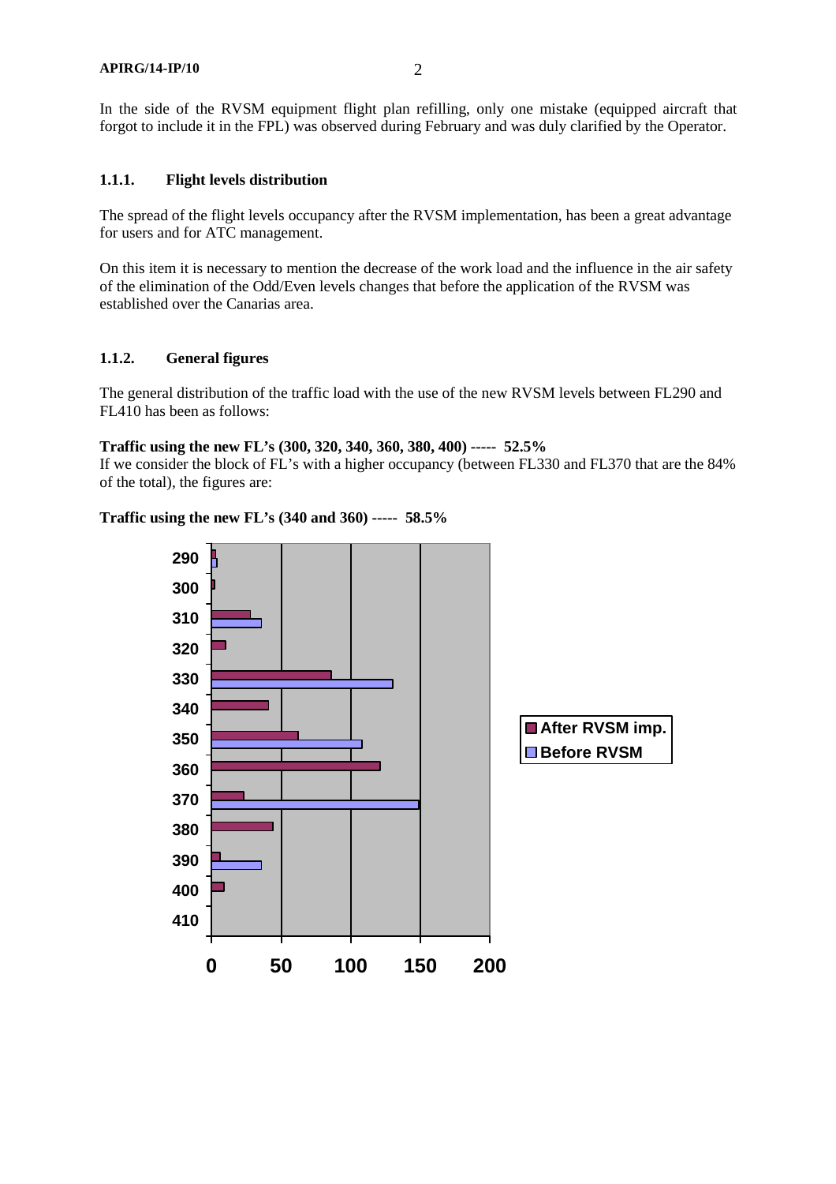In the side of the RVSM equipment flight plan refilling, only one mistake (equipped aircraft that forgot to include it in the FPL) was observed during February and was duly clarified by the Operator.

### 1.1.1. Flight levels distribution

The spread of the flight levels occupancy after the RVSM implementation, has been a great advantage for users and for ATC management.

On this item it is necessary to mention the decrease of the work load and the influence in the air safety of the elimination of the Odd/Even levels changes that before the application of the RVSM was established over the Canarias area.

### 1.1.2. General figures

The general distribution of the traffic load with the use of the new RVSM levels between FL290 and FL410 has been as follows:

**Traffic using the new FL's (300, 320, 340, 360, 380, 400) ----- 52.5%**

If we consider the block of FL's with a higher occupancy (between FL330 and FL370 that are the 84% of the total), the figures are:

**Traffic using the new FL's (340 and 360) ----- 58.5%**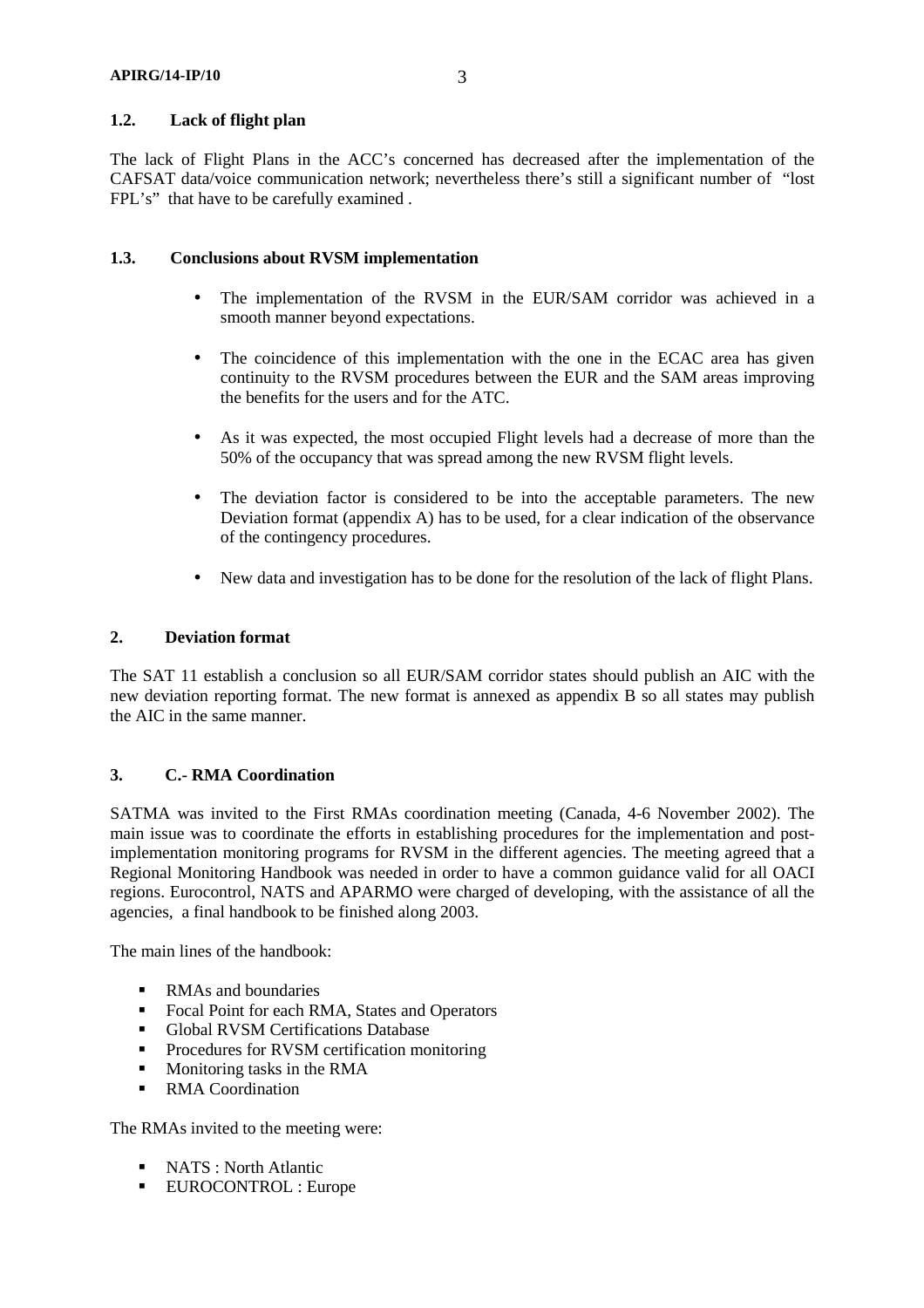### 1.2. Lack of flight plan

The lack of Flight Plans in the ACC's concerned has decreased after the implementation of the CAFSAT data/voice communication network; nevertheless there's still a significant number of "lost FPL's" that have to be carefully examined .

### 1.3. Conclusions about RVSM implementation

- The implementation of the RVSM in the EUR/SAM corridor was achieved in a smooth manner beyond expectations.
- The coincidence of this implementation with the one in the ECAC area has given continuity to the RVSM procedures between the EUR and the SAM areas improving the benefits for the users and for the ATC.
- As it was expected, the most occupied Flight levels had a decrease of more than the 50% of the occupancy that was spread among the new RVSM flight levels.
- The deviation factor is considered to be into the acceptable parameters. The new Deviation format (appendix A) has to be used, for a clear indication of the observance of the contingency procedures.
- New data and investigation has to be done for the resolution of the lack of flight Plans.

## 2. Deviation format

The SAT 11 establish a conclusion so all EUR/SAM corridor states should publish an AIC with the new deviation reporting format. The new format is annexed as appendix B so all states may publish the AIC in the same manner.

## 3. C.- RMA Coordination

SATMA was invited to the First RMAs coordination meeting (Canada, 4-6 November 2002). The main issue was to coordinate the efforts in establishing procedures for the implementation and post-implementation monitoring programs for RVSM in the different agencies. The meeting agreed that a Regional Monitoring Handbook was needed in order to have a common guidance valid for all OACI regions. Eurocontrol, NATS and APARMO were charged of developing, with the assistance of all the agencies, a final handbook to be finished along 2003.

The main lines of the handbook:

- RMAs and boundaries
- Focal Point for each RMA, States and Operators
- Global RVSM Certifications Database
- Procedures for RVSM certification monitoring
- Monitoring tasks in the RMA
- RMA Coordination

The RMAs invited to the meeting were:

- NATS : North Atlantic
- EUROCONTROL : Europe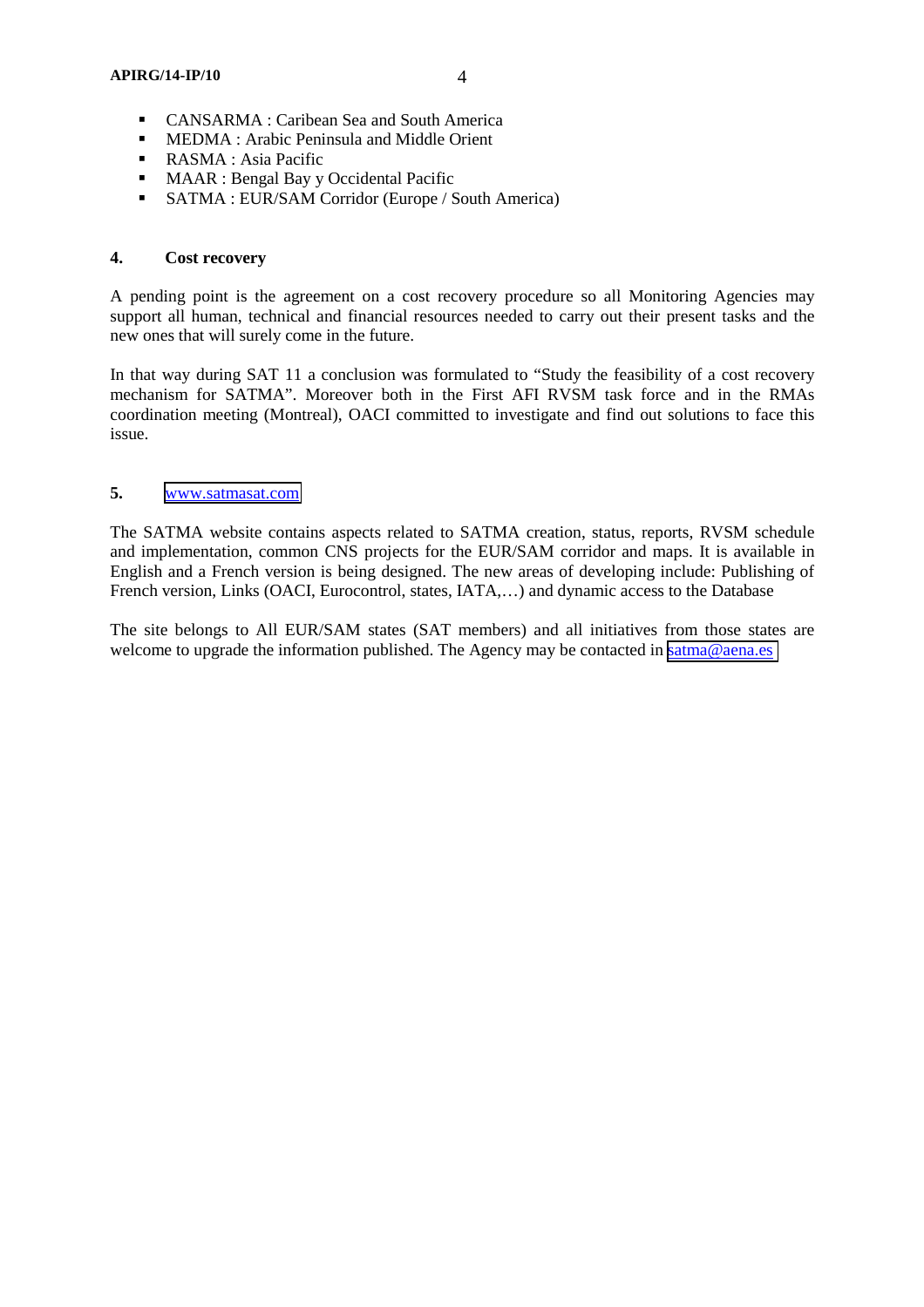- CANSARMA : Caribean Sea and South America
- MEDMA : Arabic Peninsula and Middle Orient
- RASMA : Asia Pacific
- MAAR : Bengal Bay y Occidental Pacific
- SATMA : EUR/SAM Corridor (Europe / South America)

## 4. Cost recovery

A pending point is the agreement on a cost recovery procedure so all Monitoring Agencies may support all human, technical and financial resources needed to carry out their present tasks and the new ones that will surely come in the future.

In that way during SAT 11 a conclusion was formulated to "Study the feasibility of a cost recovery mechanism for SATMA". Moreover both in the First AFI RVSM task force and in the RMAs coordination meeting (Montreal), OACI committed to investigate and find out solutions to face this issue.

## 5. www.satmasat.com

The SATMA website contains aspects related to SATMA creation, status, reports, RVSM schedule and implementation, common CNS projects for the EUR/SAM corridor and maps. It is available in English and a French version is being designed. The new areas of developing include: Publishing of French version, Links (OACI, Eurocontrol, states, IATA,…) and dynamic access to the Database

The site belongs to All EUR/SAM states (SAT members) and all initiatives from those states are welcome to upgrade the information published. The Agency may be contacted in satma@aena.es